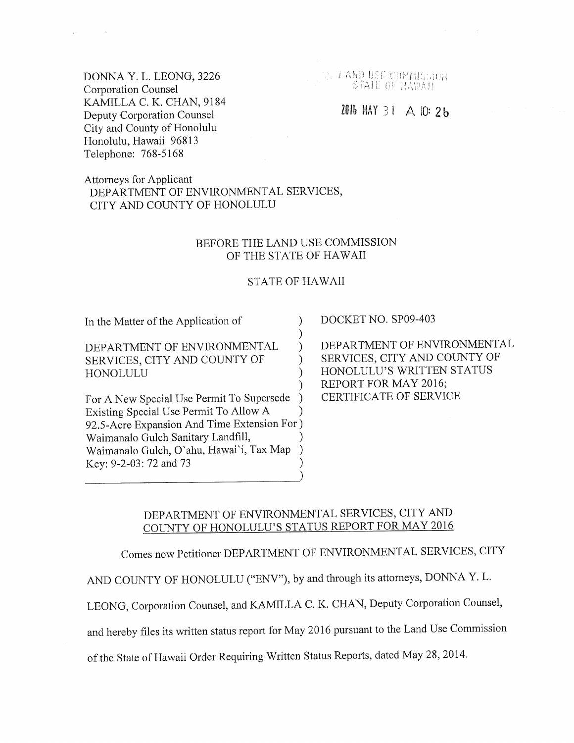DONNA Y. L. LEONG, 3226
Corporation Counsel
KAMILLA C. K. CHAN, 9184
Deputy Corporation Counsel
City and County of Honolulu
Honolulu, Hawaii 96813
Telephone: 768-5168

LAND USE COMMISSION
STATE OF HAWAII

2016 MAY 31 A 10: 26

Attorneys for Applicant
DEPARTMENT OF ENVIRONMENTAL SERVICES,
CITY AND COUNTY OF HONOLULU

BEFORE THE LAND USE COMMISSION
OF THE STATE OF HAWAII

STATE OF HAWAII

| | |
|---|---|
| In the Matter of the Application of<br><br>DEPARTMENT OF ENVIRONMENTAL SERVICES, CITY AND COUNTY OF HONOLULU<br><br>For A New Special Use Permit To Supersede Existing Special Use Permit To Allow A 92.5-Acre Expansion And Time Extension For Waimanalo Gulch Sanitary Landfill, Waimanalo Gulch, O`ahu, Hawai`i, Tax Map Key: 9-2-03: 72 and 73 | DOCKET NO. SP09-403<br><br>DEPARTMENT OF ENVIRONMENTAL SERVICES, CITY AND COUNTY OF HONOLULU'S WRITTEN STATUS REPORT FOR MAY 2016; CERTIFICATE OF SERVICE |

## DEPARTMENT OF ENVIRONMENTAL SERVICES, CITY AND COUNTY OF HONOLULU'S STATUS REPORT FOR MAY 2016

Comes now Petitioner DEPARTMENT OF ENVIRONMENTAL SERVICES, CITY AND COUNTY OF HONOLULU ("ENV"), by and through its attorneys, DONNA Y. L. LEONG, Corporation Counsel, and KAMILLA C. K. CHAN, Deputy Corporation Counsel, and hereby files its written status report for May 2016 pursuant to the Land Use Commission of the State of Hawaii Order Requiring Written Status Reports, dated May 28, 2014.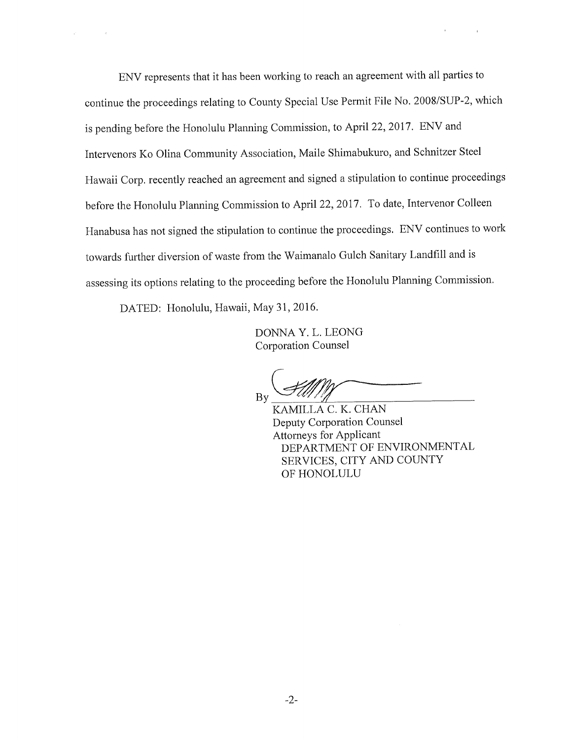ENV represents that it has been working to reach an agreement with all parties to continue the proceedings relating to County Special Use Permit File No. 2008/SUP-2, which is pending before the Honolulu Planning Commission, to April 22, 2017. ENV and Intervenors Ko Olina Community Association, Maile Shimabukuro, and Schnitzer Steel Hawaii Corp. recently reached an agreement and signed a stipulation to continue proceedings before the Honolulu Planning Commission to April 22, 2017. To date, Intervenor Colleen Hanabusa has not signed the stipulation to continue the proceedings. ENV continues to work towards further diversion of waste from the Waimanalo Gulch Sanitary Landfill and is assessing its options relating to the proceeding before the Honolulu Planning Commission.

DATED: Honolulu, Hawaii, May 31, 2016.

DONNA Y. L. LEONG
Corporation Counsel

By ______________________________

KAMILLA C. K. CHAN
Deputy Corporation Counsel
Attorneys for Applicant
DEPARTMENT OF ENVIRONMENTAL SERVICES, CITY AND COUNTY OF HONOLULU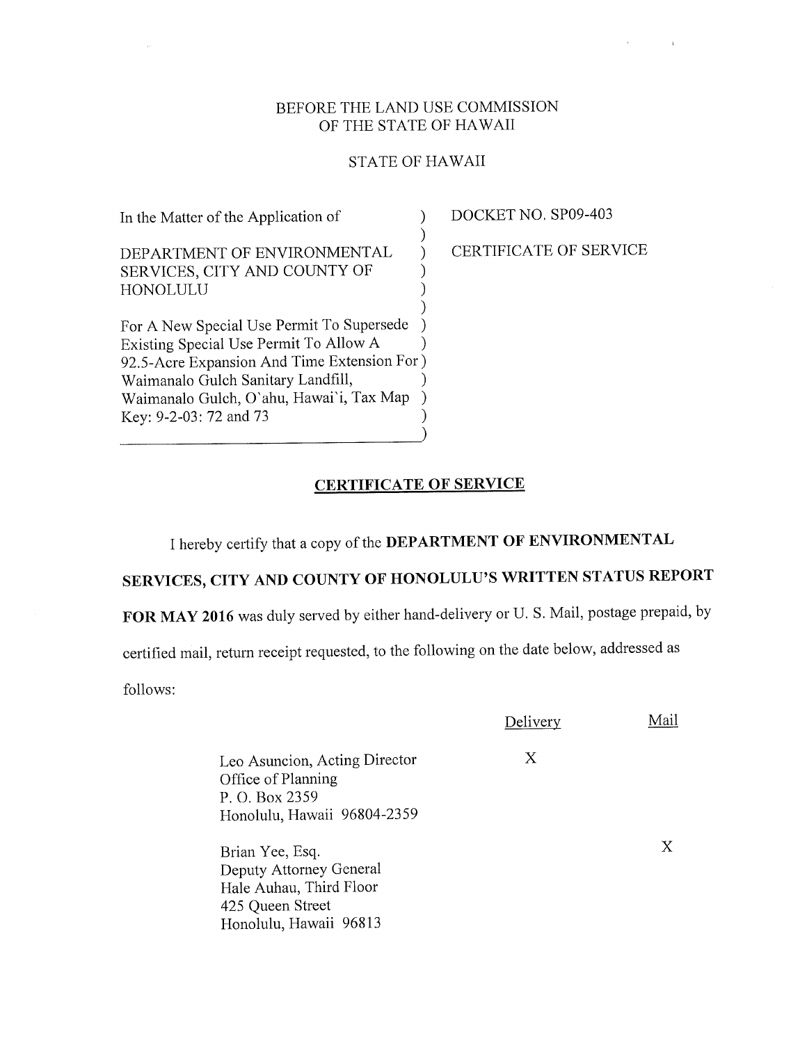BEFORE THE LAND USE COMMISSION
OF THE STATE OF HAWAII

STATE OF HAWAII

| | |
|---|---|
| In the Matter of the Application of<br><br>DEPARTMENT OF ENVIRONMENTAL SERVICES, CITY AND COUNTY OF HONOLULU<br><br>For A New Special Use Permit To Supersede Existing Special Use Permit To Allow A 92.5-Acre Expansion And Time Extension For Waimanalo Gulch Sanitary Landfill, Waimanalo Gulch, O`ahu, Hawai`i, Tax Map Key: 9-2-03: 72 and 73 | DOCKET NO. SP09-403<br><br>CERTIFICATE OF SERVICE |

## CERTIFICATE OF SERVICE

I hereby certify that a copy of the **DEPARTMENT OF ENVIRONMENTAL SERVICES, CITY AND COUNTY OF HONOLULU'S WRITTEN STATUS REPORT FOR MAY 2016** was duly served by either hand-delivery or U. S. Mail, postage prepaid, by certified mail, return receipt requested, to the following on the date below, addressed as follows:

| | Delivery | Mail |
|---|---|---|
| Leo Asuncion, Acting Director<br>Office of Planning<br>P. O. Box 2359<br>Honolulu, Hawaii 96804-2359 | X | |
| Brian Yee, Esq.<br>Deputy Attorney General<br>Hale Auhau, Third Floor<br>425 Queen Street<br>Honolulu, Hawaii 96813 | | X |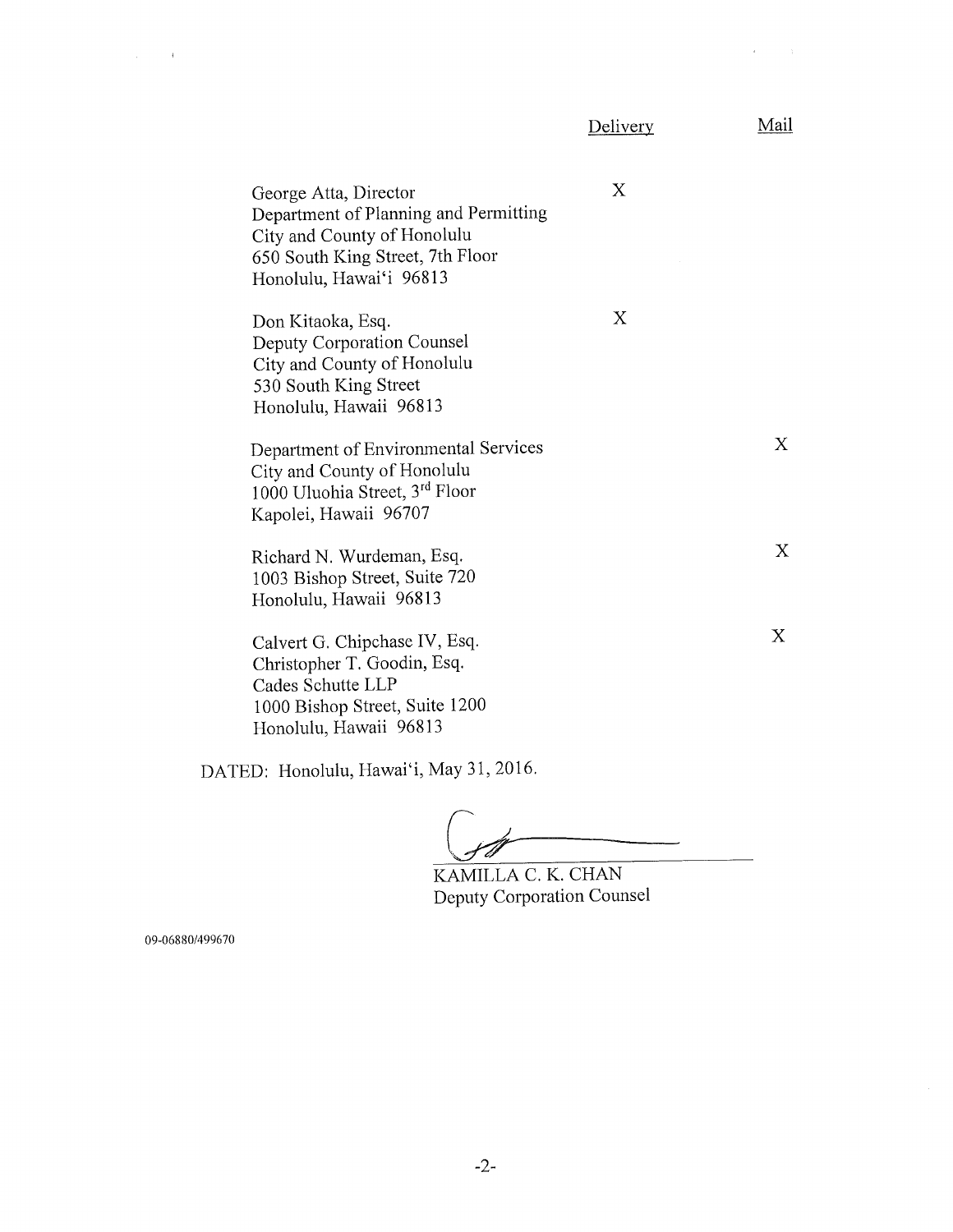| | Delivery | Mail |
|---|---|---|
| George Atta, Director<br>Department of Planning and Permitting<br>City and County of Honolulu<br>650 South King Street, 7th Floor<br>Honolulu, Hawai'i 96813 | X | |
| Don Kitaoka, Esq.<br>Deputy Corporation Counsel<br>City and County of Honolulu<br>530 South King Street<br>Honolulu, Hawaii 96813 | X | |
| Department of Environmental Services<br>City and County of Honolulu<br>1000 Uluohia Street, 3rd Floor<br>Kapolei, Hawaii 96707 | | X |
| Richard N. Wurdeman, Esq.<br>1003 Bishop Street, Suite 720<br>Honolulu, Hawaii 96813 | | X |
| Calvert G. Chipchase IV, Esq.<br>Christopher T. Goodin, Esq.<br>Cades Schutte LLP<br>1000 Bishop Street, Suite 1200<br>Honolulu, Hawaii 96813 | | X |

DATED: Honolulu, Hawai'i, May 31, 2016.

KAMILLA C. K. CHAN
Deputy Corporation Counsel

09-06880/499670